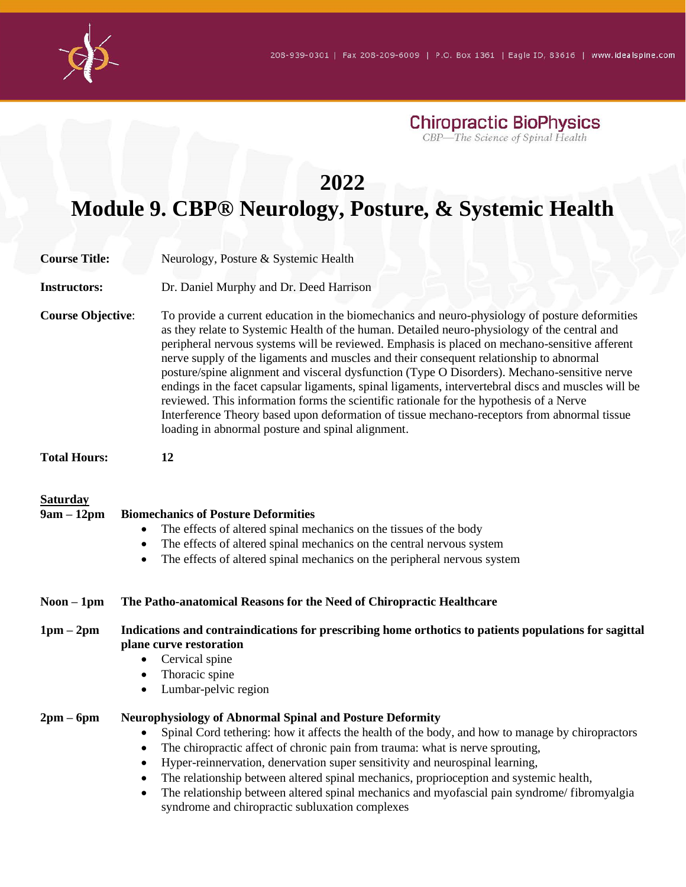Chiropractic BioPhysics

*CBP—The Science of Spinal Health*

# 2022
# Module 9. CBP® Neurology, Posture, & Systemic Health

**Course Title:** Neurology, Posture & Systemic Health

**Instructors:** Dr. Daniel Murphy and Dr. Deed Harrison

**Course Objective**: To provide a current education in the biomechanics and neuro-physiology of posture deformities as they relate to Systemic Health of the human. Detailed neuro-physiology of the central and peripheral nervous systems will be reviewed. Emphasis is placed on mechano-sensitive afferent nerve supply of the ligaments and muscles and their consequent relationship to abnormal posture/spine alignment and visceral dysfunction (Type O Disorders). Mechano-sensitive nerve endings in the facet capsular ligaments, spinal ligaments, intervertebral discs and muscles will be reviewed. This information forms the scientific rationale for the hypothesis of a Nerve Interference Theory based upon deformation of tissue mechano-receptors from abnormal tissue loading in abnormal posture and spinal alignment.

**Total Hours:** **12**

**Saturday**

**9am – 12pm** **Biomechanics of Posture Deformities**

- The effects of altered spinal mechanics on the tissues of the body
- The effects of altered spinal mechanics on the central nervous system
- The effects of altered spinal mechanics on the peripheral nervous system

**Noon – 1pm** **The Patho-anatomical Reasons for the Need of Chiropractic Healthcare**

**1pm – 2pm** **Indications and contraindications for prescribing home orthotics to patients populations for sagittal plane curve restoration**

- Cervical spine
- Thoracic spine
- Lumbar-pelvic region

**2pm – 6pm** **Neurophysiology of Abnormal Spinal and Posture Deformity**

- Spinal Cord tethering: how it affects the health of the body, and how to manage by chiropractors
- The chiropractic affect of chronic pain from trauma: what is nerve sprouting,
- Hyper-reinnervation, denervation super sensitivity and neurospinal learning,
- The relationship between altered spinal mechanics, proprioception and systemic health,
- The relationship between altered spinal mechanics and myofascial pain syndrome/ fibromyalgia syndrome and chiropractic subluxation complexes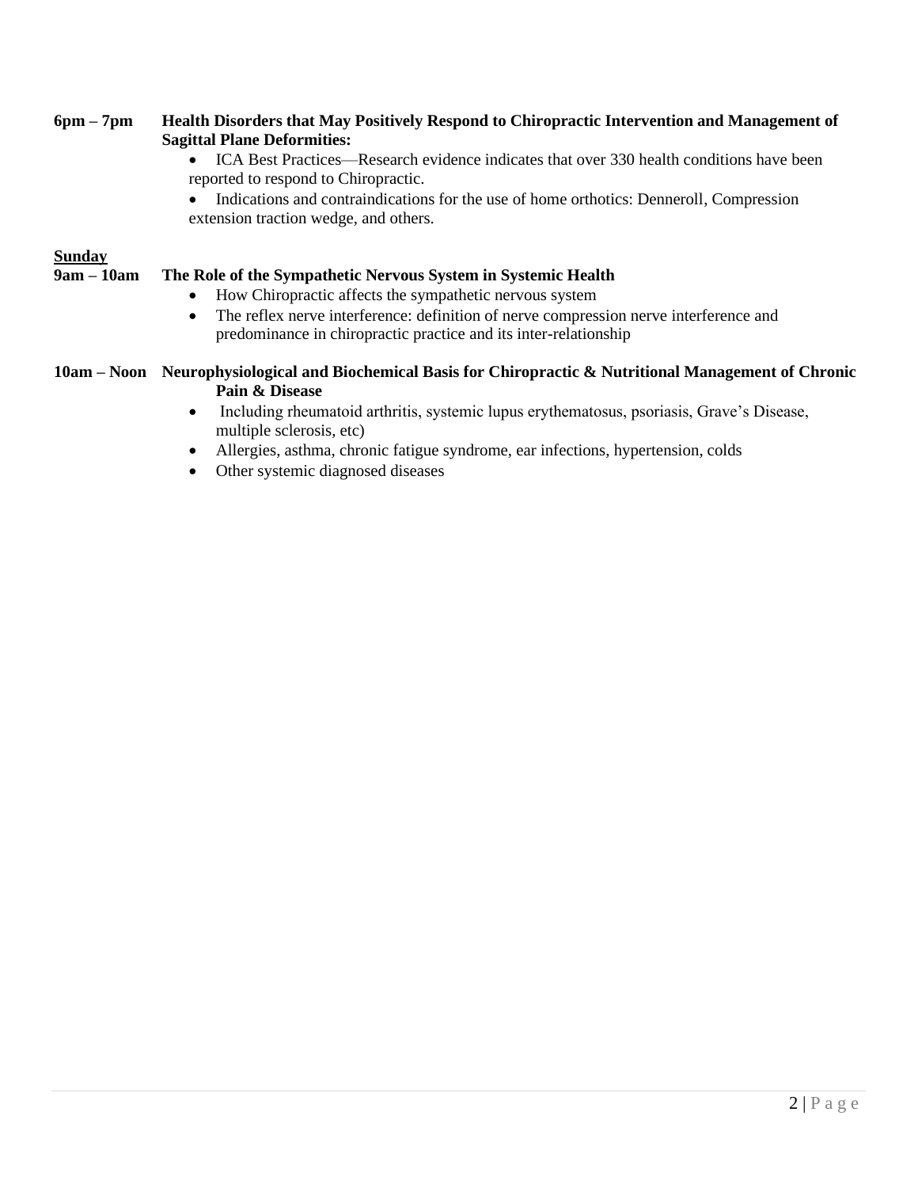**6pm – 7pm** **Health Disorders that May Positively Respond to Chiropractic Intervention and Management of Sagittal Plane Deformities:**

- ICA Best Practices—Research evidence indicates that over 330 health conditions have been reported to respond to Chiropractic.
- Indications and contraindications for the use of home orthotics: Denneroll, Compression extension traction wedge, and others.

**Sunday**

**9am – 10am** **The Role of the Sympathetic Nervous System in Systemic Health**

- How Chiropractic affects the sympathetic nervous system
- The reflex nerve interference: definition of nerve compression nerve interference and predominance in chiropractic practice and its inter-relationship

**10am – Noon** **Neurophysiological and Biochemical Basis for Chiropractic & Nutritional Management of Chronic Pain & Disease**

- Including rheumatoid arthritis, systemic lupus erythematosus, psoriasis, Grave's Disease, multiple sclerosis, etc)
- Allergies, asthma, chronic fatigue syndrome, ear infections, hypertension, colds
- Other systemic diagnosed diseases